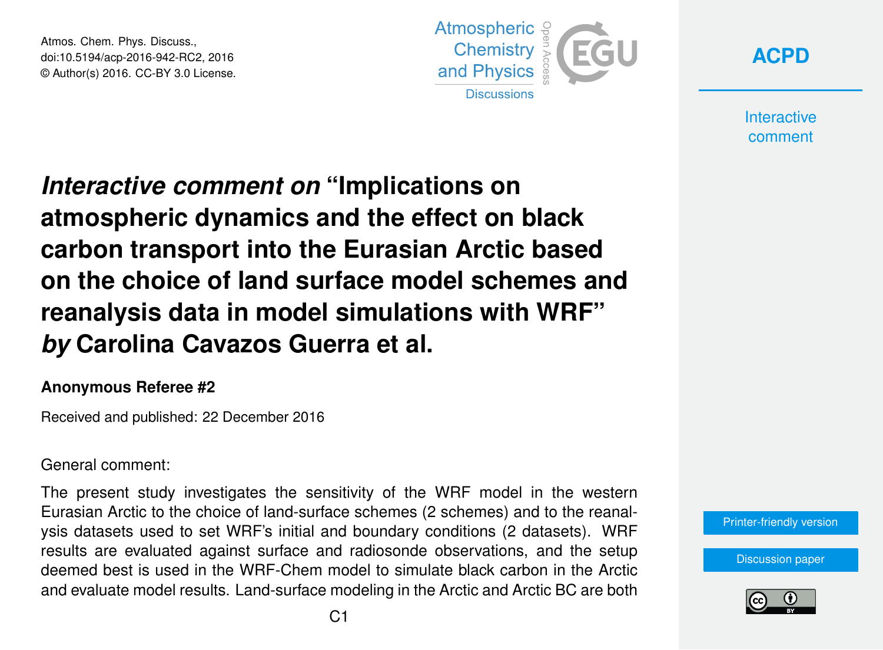# *Interactive comment on* "Implications on atmospheric dynamics and the effect on black carbon transport into the Eurasian Arctic based on the choice of land surface model schemes and reanalysis data in model simulations with WRF" *by* Carolina Cavazos Guerra et al.

**Anonymous Referee #2**

Received and published: 22 December 2016

General comment:

The present study investigates the sensitivity of the WRF model in the western Eurasian Arctic to the choice of land-surface schemes (2 schemes) and to the reanalysis datasets used to set WRF's initial and boundary conditions (2 datasets). WRF results are evaluated against surface and radiosonde observations, and the setup deemed best is used in the WRF-Chem model to simulate black carbon in the Arctic and evaluate model results. Land-surface modeling in the Arctic and Arctic BC are both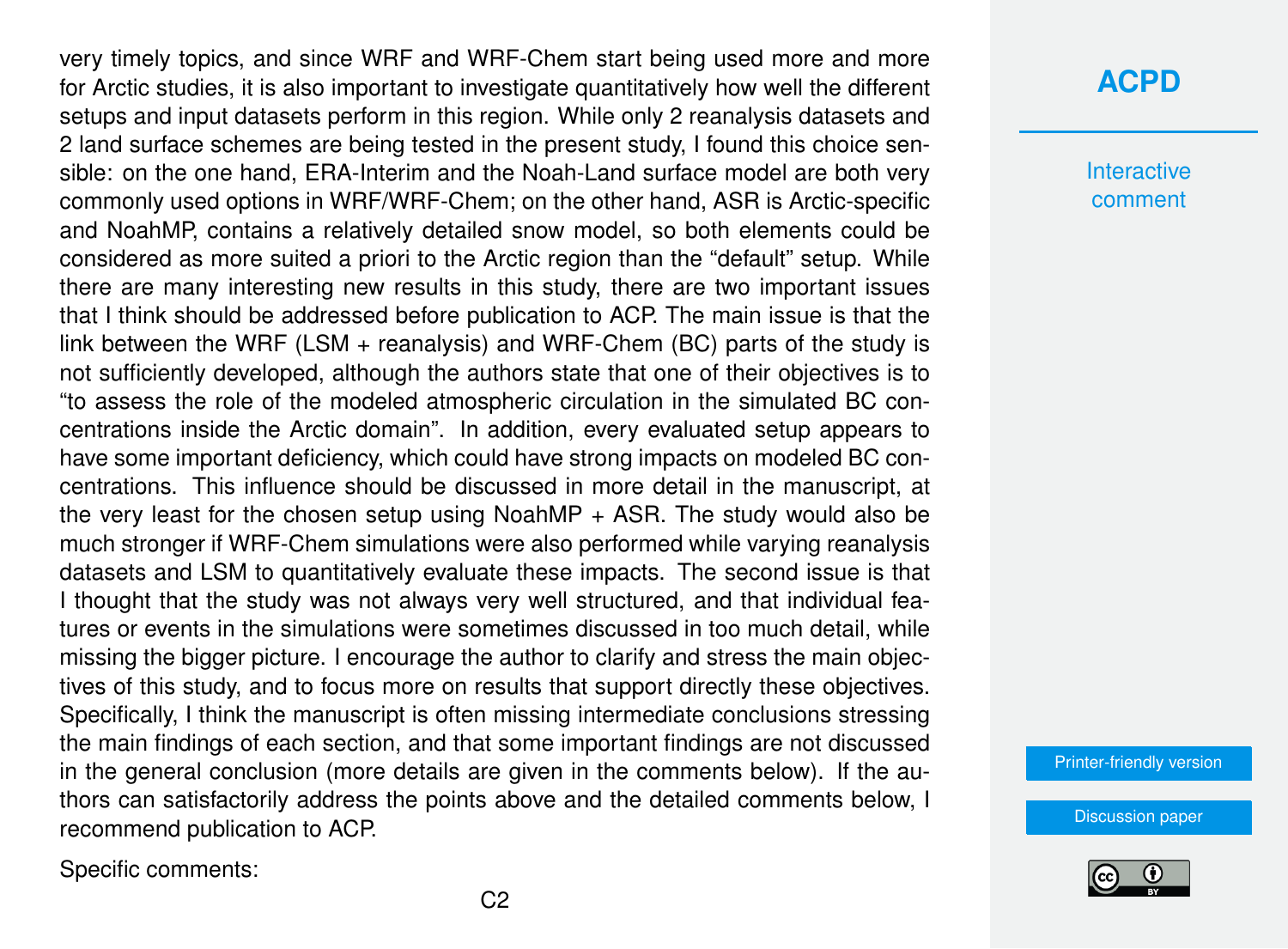very timely topics, and since WRF and WRF-Chem start being used more and more for Arctic studies, it is also important to investigate quantitatively how well the different setups and input datasets perform in this region. While only 2 reanalysis datasets and 2 land surface schemes are being tested in the present study, I found this choice sensible: on the one hand, ERA-Interim and the Noah-Land surface model are both very commonly used options in WRF/WRF-Chem; on the other hand, ASR is Arctic-specific and NoahMP, contains a relatively detailed snow model, so both elements could be considered as more suited a priori to the Arctic region than the "default" setup. While there are many interesting new results in this study, there are two important issues that I think should be addressed before publication to ACP. The main issue is that the link between the WRF (LSM + reanalysis) and WRF-Chem (BC) parts of the study is not sufficiently developed, although the authors state that one of their objectives is to "to assess the role of the modeled atmospheric circulation in the simulated BC concentrations inside the Arctic domain". In addition, every evaluated setup appears to have some important deficiency, which could have strong impacts on modeled BC concentrations. This influence should be discussed in more detail in the manuscript, at the very least for the chosen setup using NoahMP + ASR. The study would also be much stronger if WRF-Chem simulations were also performed while varying reanalysis datasets and LSM to quantitatively evaluate these impacts. The second issue is that I thought that the study was not always very well structured, and that individual features or events in the simulations were sometimes discussed in too much detail, while missing the bigger picture. I encourage the author to clarify and stress the main objectives of this study, and to focus more on results that support directly these objectives. Specifically, I think the manuscript is often missing intermediate conclusions stressing the main findings of each section, and that some important findings are not discussed in the general conclusion (more details are given in the comments below). If the authors can satisfactorily address the points above and the detailed comments below, I recommend publication to ACP.

Specific comments: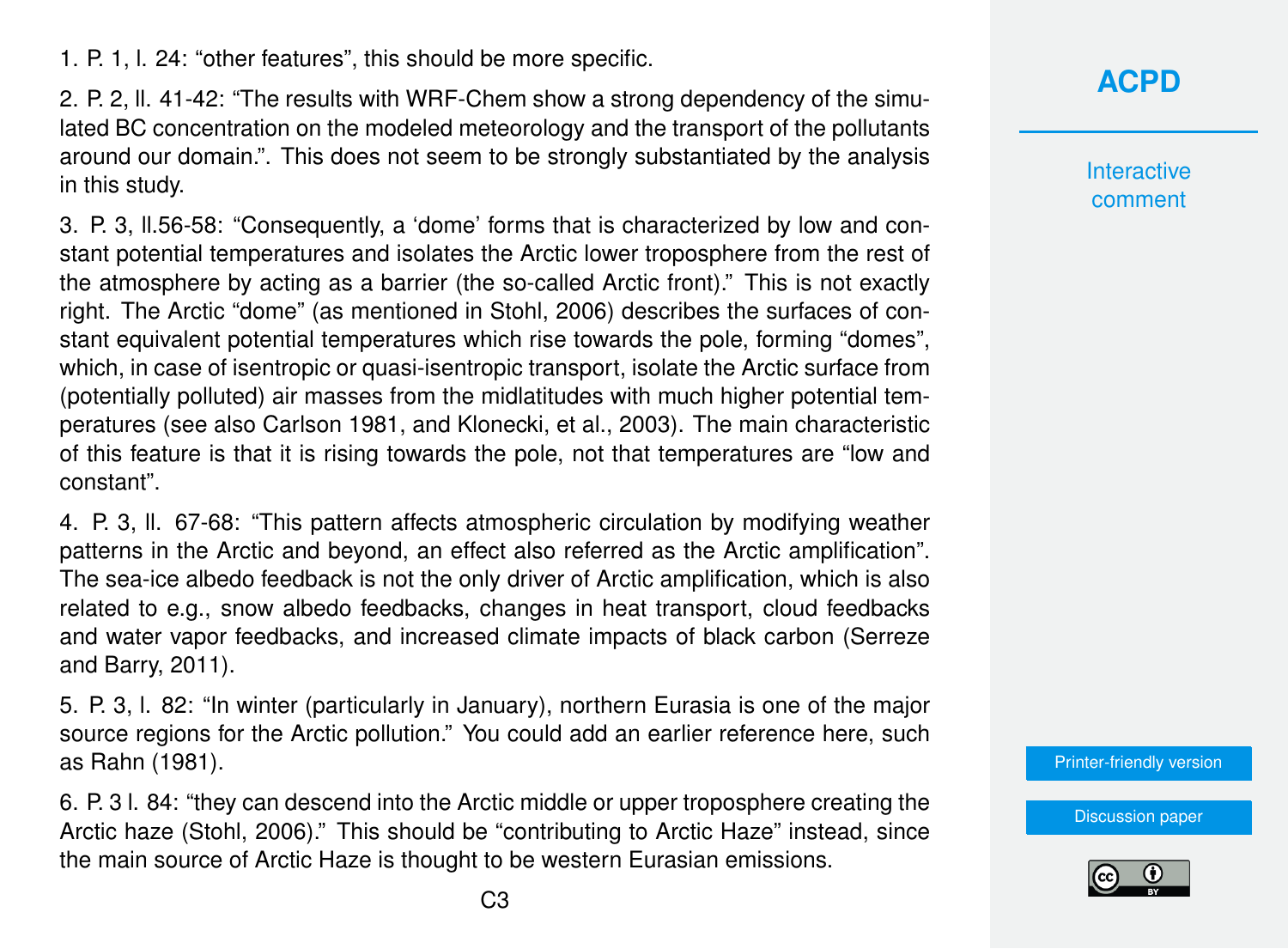1. P. 1, l. 24: “other features”, this should be more specific.

2. P. 2, ll. 41-42: “The results with WRF-Chem show a strong dependency of the simulated BC concentration on the modeled meteorology and the transport of the pollutants around our domain.”. This does not seem to be strongly substantiated by the analysis in this study.

3. P. 3, ll.56-58: “Consequently, a ‘dome’ forms that is characterized by low and constant potential temperatures and isolates the Arctic lower troposphere from the rest of the atmosphere by acting as a barrier (the so-called Arctic front).” This is not exactly right. The Arctic “dome” (as mentioned in Stohl, 2006) describes the surfaces of constant equivalent potential temperatures which rise towards the pole, forming “domes”, which, in case of isentropic or quasi-isentropic transport, isolate the Arctic surface from (potentially polluted) air masses from the midlatitudes with much higher potential temperatures (see also Carlson 1981, and Klonecki, et al., 2003). The main characteristic of this feature is that it is rising towards the pole, not that temperatures are “low and constant”.

4. P. 3, ll. 67-68: “This pattern affects atmospheric circulation by modifying weather patterns in the Arctic and beyond, an effect also referred as the Arctic amplification”. The sea-ice albedo feedback is not the only driver of Arctic amplification, which is also related to e.g., snow albedo feedbacks, changes in heat transport, cloud feedbacks and water vapor feedbacks, and increased climate impacts of black carbon (Serreze and Barry, 2011).

5. P. 3, l. 82: “In winter (particularly in January), northern Eurasia is one of the major source regions for the Arctic pollution.” You could add an earlier reference here, such as Rahn (1981).

6. P. 3 l. 84: “they can descend into the Arctic middle or upper troposphere creating the Arctic haze (Stohl, 2006).” This should be “contributing to Arctic Haze” instead, since the main source of Arctic Haze is thought to be western Eurasian emissions.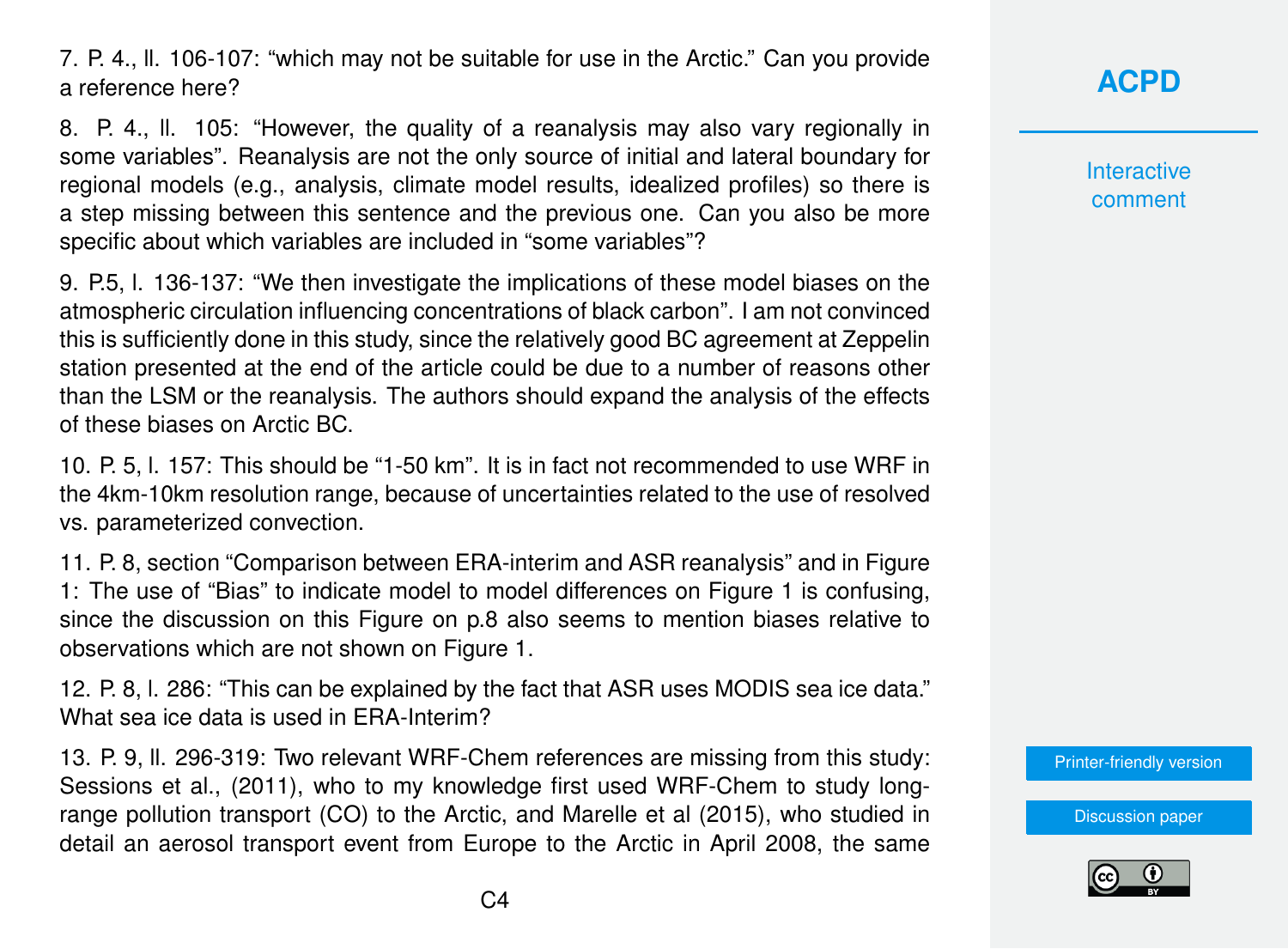7. P. 4., ll. 106-107: "which may not be suitable for use in the Arctic." Can you provide a reference here?

8. P. 4., ll. 105: "However, the quality of a reanalysis may also vary regionally in some variables". Reanalysis are not the only source of initial and lateral boundary for regional models (e.g., analysis, climate model results, idealized profiles) so there is a step missing between this sentence and the previous one. Can you also be more specific about which variables are included in "some variables"?

9. P.5, l. 136-137: "We then investigate the implications of these model biases on the atmospheric circulation influencing concentrations of black carbon". I am not convinced this is sufficiently done in this study, since the relatively good BC agreement at Zeppelin station presented at the end of the article could be due to a number of reasons other than the LSM or the reanalysis. The authors should expand the analysis of the effects of these biases on Arctic BC.

10. P. 5, l. 157: This should be "1-50 km". It is in fact not recommended to use WRF in the 4km-10km resolution range, because of uncertainties related to the use of resolved vs. parameterized convection.

11. P. 8, section "Comparison between ERA-interim and ASR reanalysis" and in Figure 1: The use of "Bias" to indicate model to model differences on Figure 1 is confusing, since the discussion on this Figure on p.8 also seems to mention biases relative to observations which are not shown on Figure 1.

12. P. 8, l. 286: "This can be explained by the fact that ASR uses MODIS sea ice data." What sea ice data is used in ERA-Interim?

13. P. 9, ll. 296-319: Two relevant WRF-Chem references are missing from this study: Sessions et al., (2011), who to my knowledge first used WRF-Chem to study long-range pollution transport (CO) to the Arctic, and Marelle et al (2015), who studied in detail an aerosol transport event from Europe to the Arctic in April 2008, the same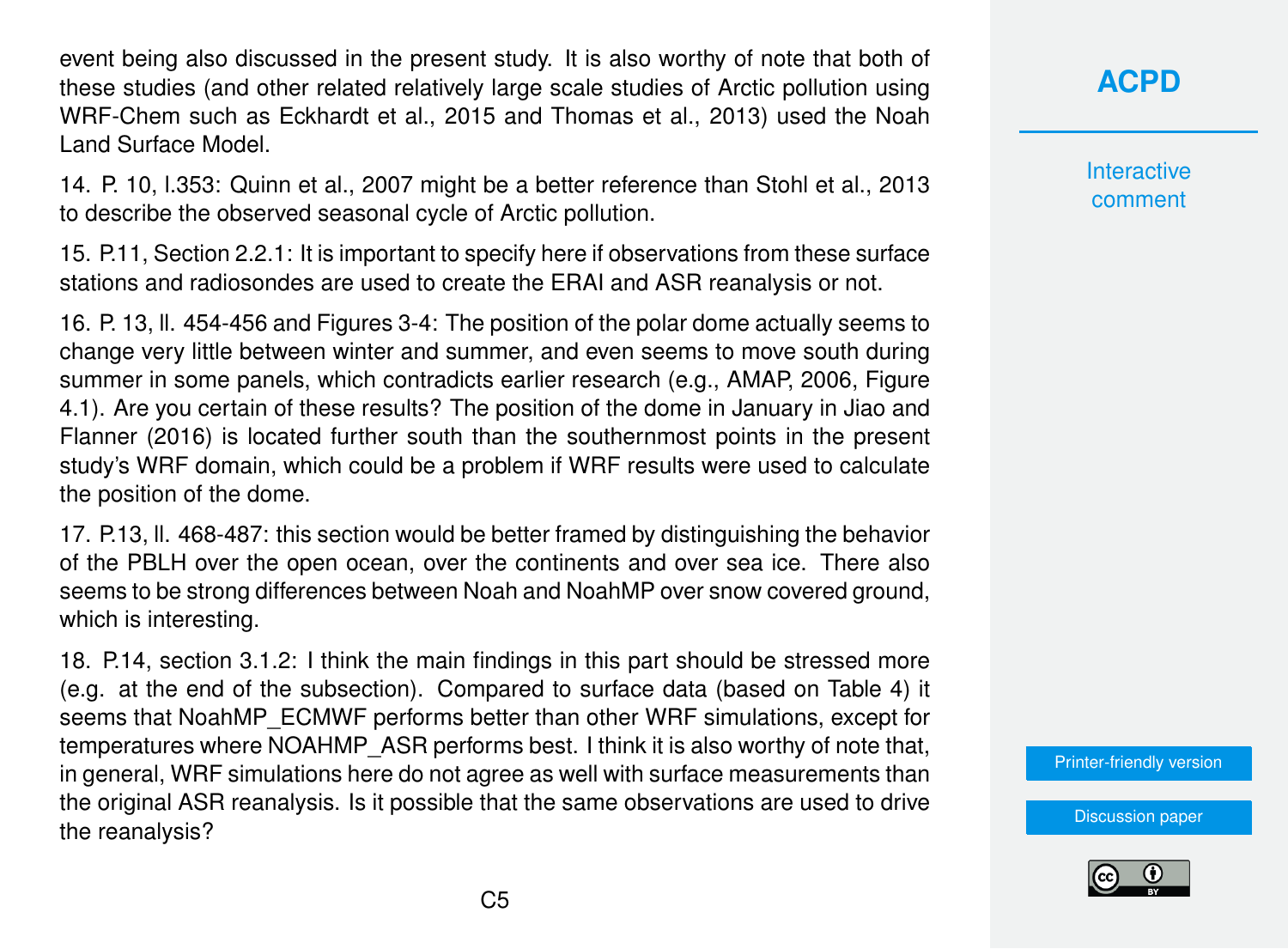event being also discussed in the present study. It is also worthy of note that both of these studies (and other related relatively large scale studies of Arctic pollution using WRF-Chem such as Eckhardt et al., 2015 and Thomas et al., 2013) used the Noah Land Surface Model.

14. P. 10, l.353: Quinn et al., 2007 might be a better reference than Stohl et al., 2013 to describe the observed seasonal cycle of Arctic pollution.

15. P.11, Section 2.2.1: It is important to specify here if observations from these surface stations and radiosondes are used to create the ERAI and ASR reanalysis or not.

16. P. 13, ll. 454-456 and Figures 3-4: The position of the polar dome actually seems to change very little between winter and summer, and even seems to move south during summer in some panels, which contradicts earlier research (e.g., AMAP, 2006, Figure 4.1). Are you certain of these results? The position of the dome in January in Jiao and Flanner (2016) is located further south than the southernmost points in the present study's WRF domain, which could be a problem if WRF results were used to calculate the position of the dome.

17. P.13, ll. 468-487: this section would be better framed by distinguishing the behavior of the PBLH over the open ocean, over the continents and over sea ice. There also seems to be strong differences between Noah and NoahMP over snow covered ground, which is interesting.

18. P.14, section 3.1.2: I think the main findings in this part should be stressed more (e.g. at the end of the subsection). Compared to surface data (based on Table 4) it seems that NoahMP_ECMWF performs better than other WRF simulations, except for temperatures where NOAHMP_ASR performs best. I think it is also worthy of note that, in general, WRF simulations here do not agree as well with surface measurements than the original ASR reanalysis. Is it possible that the same observations are used to drive the reanalysis?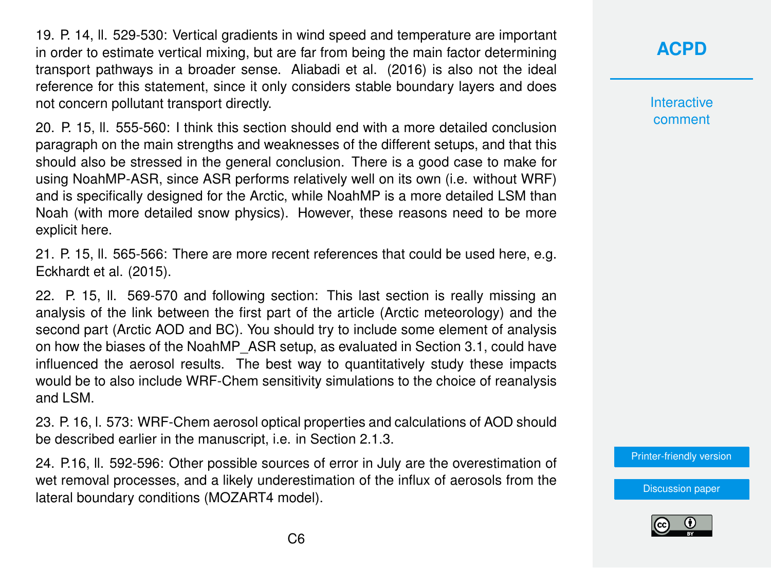19. P. 14, ll. 529-530: Vertical gradients in wind speed and temperature are important in order to estimate vertical mixing, but are far from being the main factor determining transport pathways in a broader sense. Aliabadi et al. (2016) is also not the ideal reference for this statement, since it only considers stable boundary layers and does not concern pollutant transport directly.

20. P. 15, ll. 555-560: I think this section should end with a more detailed conclusion paragraph on the main strengths and weaknesses of the different setups, and that this should also be stressed in the general conclusion. There is a good case to make for using NoahMP-ASR, since ASR performs relatively well on its own (i.e. without WRF) and is specifically designed for the Arctic, while NoahMP is a more detailed LSM than Noah (with more detailed snow physics). However, these reasons need to be more explicit here.

21. P. 15, ll. 565-566: There are more recent references that could be used here, e.g. Eckhardt et al. (2015).

22. P. 15, ll. 569-570 and following section: This last section is really missing an analysis of the link between the first part of the article (Arctic meteorology) and the second part (Arctic AOD and BC). You should try to include some element of analysis on how the biases of the NoahMP_ASR setup, as evaluated in Section 3.1, could have influenced the aerosol results. The best way to quantitatively study these impacts would be to also include WRF-Chem sensitivity simulations to the choice of reanalysis and LSM.

23. P. 16, l. 573: WRF-Chem aerosol optical properties and calculations of AOD should be described earlier in the manuscript, i.e. in Section 2.1.3.

24. P.16, ll. 592-596: Other possible sources of error in July are the overestimation of wet removal processes, and a likely underestimation of the influx of aerosols from the lateral boundary conditions (MOZART4 model).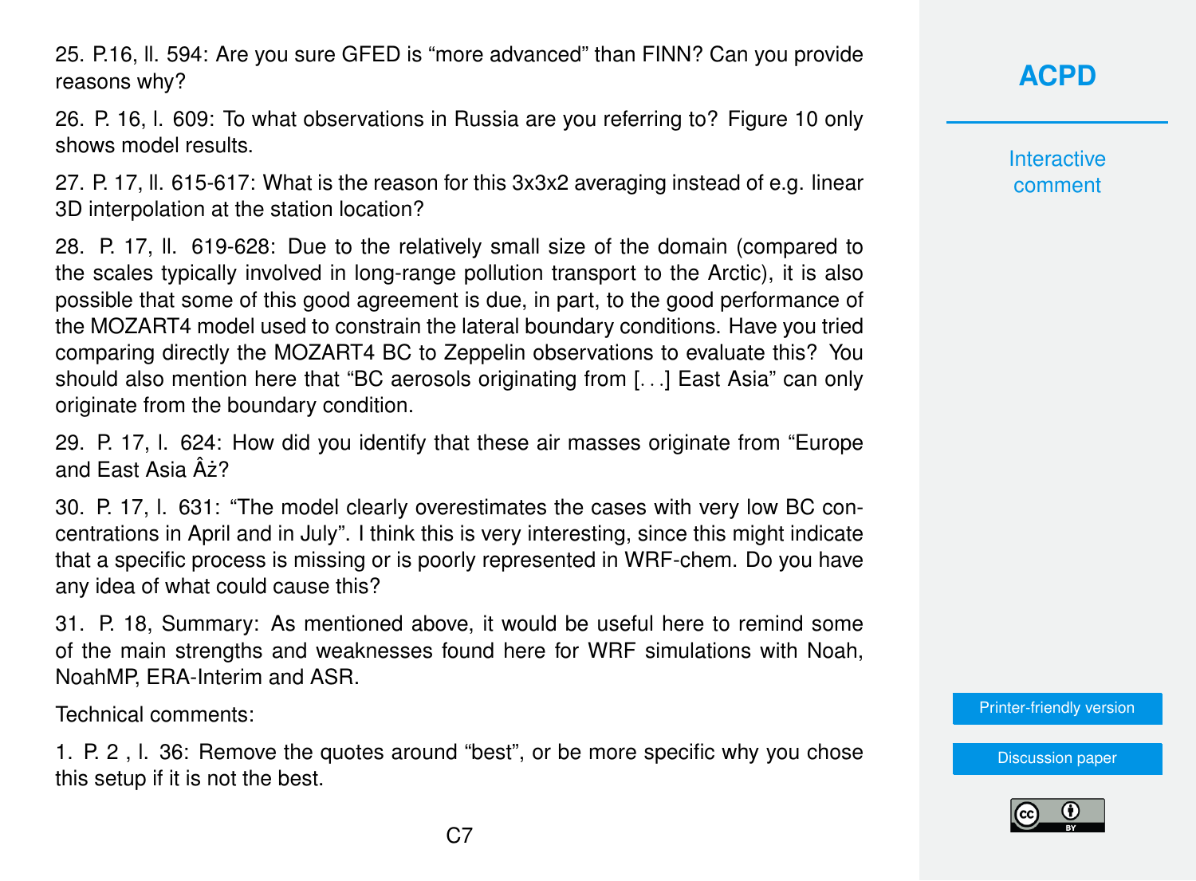25. P.16, ll. 594: Are you sure GFED is “more advanced” than FINN? Can you provide reasons why?

26. P. 16, l. 609: To what observations in Russia are you referring to? Figure 10 only shows model results.

27. P. 17, ll. 615-617: What is the reason for this 3x3x2 averaging instead of e.g. linear 3D interpolation at the station location?

28. P. 17, ll. 619-628: Due to the relatively small size of the domain (compared to the scales typically involved in long-range pollution transport to the Arctic), it is also possible that some of this good agreement is due, in part, to the good performance of the MOZART4 model used to constrain the lateral boundary conditions. Have you tried comparing directly the MOZART4 BC to Zeppelin observations to evaluate this? You should also mention here that “BC aerosols originating from [. . .] East Asia” can only originate from the boundary condition.

29. P. 17, l. 624: How did you identify that these air masses originate from “Europe and East Asia Âż?

30. P. 17, l. 631: “The model clearly overestimates the cases with very low BC concentrations in April and in July”. I think this is very interesting, since this might indicate that a specific process is missing or is poorly represented in WRF-chem. Do you have any idea of what could cause this?

31. P. 18, Summary: As mentioned above, it would be useful here to remind some of the main strengths and weaknesses found here for WRF simulations with Noah, NoahMP, ERA-Interim and ASR.

Technical comments:

1. P. 2 , l. 36: Remove the quotes around “best”, or be more specific why you chose this setup if it is not the best.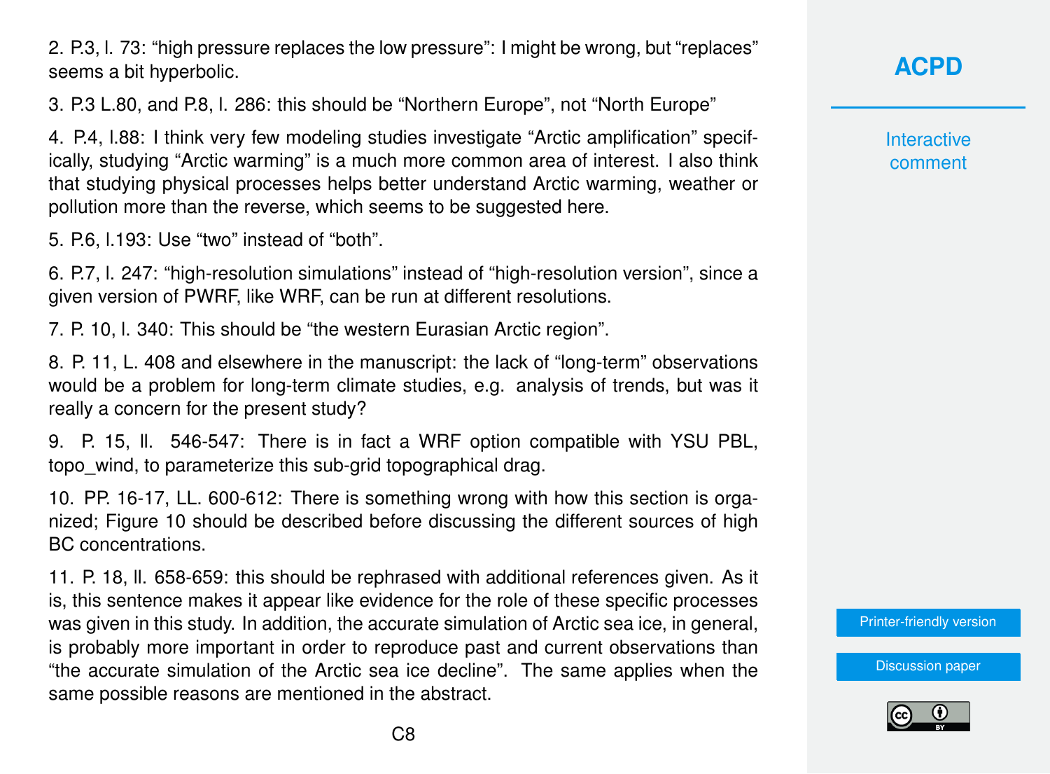2. P.3, l. 73: "high pressure replaces the low pressure": I might be wrong, but "replaces" seems a bit hyperbolic.

3. P.3 L.80, and P.8, l. 286: this should be "Northern Europe", not "North Europe"

4. P.4, l.88: I think very few modeling studies investigate "Arctic amplification" specifically, studying "Arctic warming" is a much more common area of interest. I also think that studying physical processes helps better understand Arctic warming, weather or pollution more than the reverse, which seems to be suggested here.

5. P.6, l.193: Use "two" instead of "both".

6. P.7, l. 247: "high-resolution simulations" instead of "high-resolution version", since a given version of PWRF, like WRF, can be run at different resolutions.

7. P. 10, l. 340: This should be "the western Eurasian Arctic region".

8. P. 11, L. 408 and elsewhere in the manuscript: the lack of "long-term" observations would be a problem for long-term climate studies, e.g. analysis of trends, but was it really a concern for the present study?

9. P. 15, ll. 546-547: There is in fact a WRF option compatible with YSU PBL, topo_wind, to parameterize this sub-grid topographical drag.

10. PP. 16-17, LL. 600-612: There is something wrong with how this section is organized; Figure 10 should be described before discussing the different sources of high BC concentrations.

11. P. 18, ll. 658-659: this should be rephrased with additional references given. As it is, this sentence makes it appear like evidence for the role of these specific processes was given in this study. In addition, the accurate simulation of Arctic sea ice, in general, is probably more important in order to reproduce past and current observations than "the accurate simulation of the Arctic sea ice decline". The same applies when the same possible reasons are mentioned in the abstract.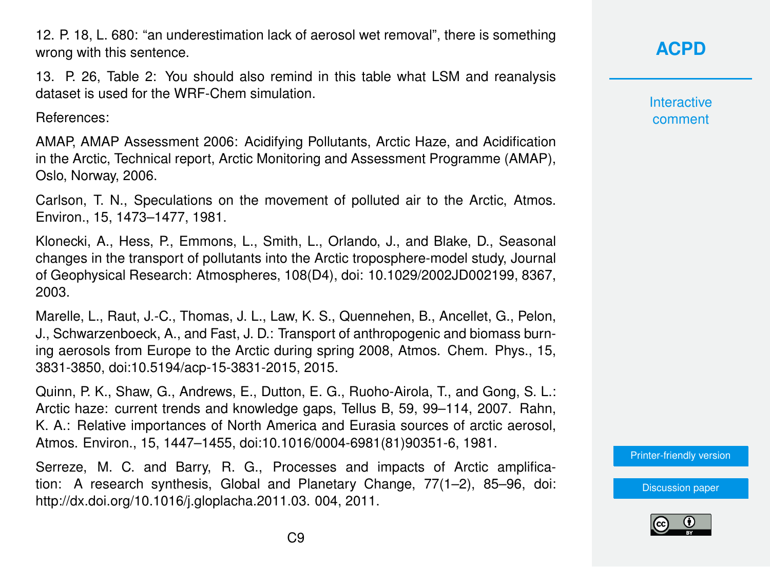12. P. 18, L. 680: "an underestimation lack of aerosol wet removal", there is something wrong with this sentence.

13. P. 26, Table 2: You should also remind in this table what LSM and reanalysis dataset is used for the WRF-Chem simulation.

References:

AMAP, AMAP Assessment 2006: Acidifying Pollutants, Arctic Haze, and Acidification in the Arctic, Technical report, Arctic Monitoring and Assessment Programme (AMAP), Oslo, Norway, 2006.

Carlson, T. N., Speculations on the movement of polluted air to the Arctic, Atmos. Environ., 15, 1473–1477, 1981.

Klonecki, A., Hess, P., Emmons, L., Smith, L., Orlando, J., and Blake, D., Seasonal changes in the transport of pollutants into the Arctic troposphere-model study, Journal of Geophysical Research: Atmospheres, 108(D4), doi: 10.1029/2002JD002199, 8367, 2003.

Marelle, L., Raut, J.-C., Thomas, J. L., Law, K. S., Quennehen, B., Ancellet, G., Pelon, J., Schwarzenboeck, A., and Fast, J. D.: Transport of anthropogenic and biomass burning aerosols from Europe to the Arctic during spring 2008, Atmos. Chem. Phys., 15, 3831-3850, doi:10.5194/acp-15-3831-2015, 2015.

Quinn, P. K., Shaw, G., Andrews, E., Dutton, E. G., Ruoho-Airola, T., and Gong, S. L.: Arctic haze: current trends and knowledge gaps, Tellus B, 59, 99–114, 2007. Rahn, K. A.: Relative importances of North America and Eurasia sources of arctic aerosol, Atmos. Environ., 15, 1447–1455, doi:10.1016/0004-6981(81)90351-6, 1981.

Serreze, M. C. and Barry, R. G., Processes and impacts of Arctic amplification: A research synthesis, Global and Planetary Change, 77(1–2), 85–96, doi: http://dx.doi.org/10.1016/j.gloplacha.2011.03. 004, 2011.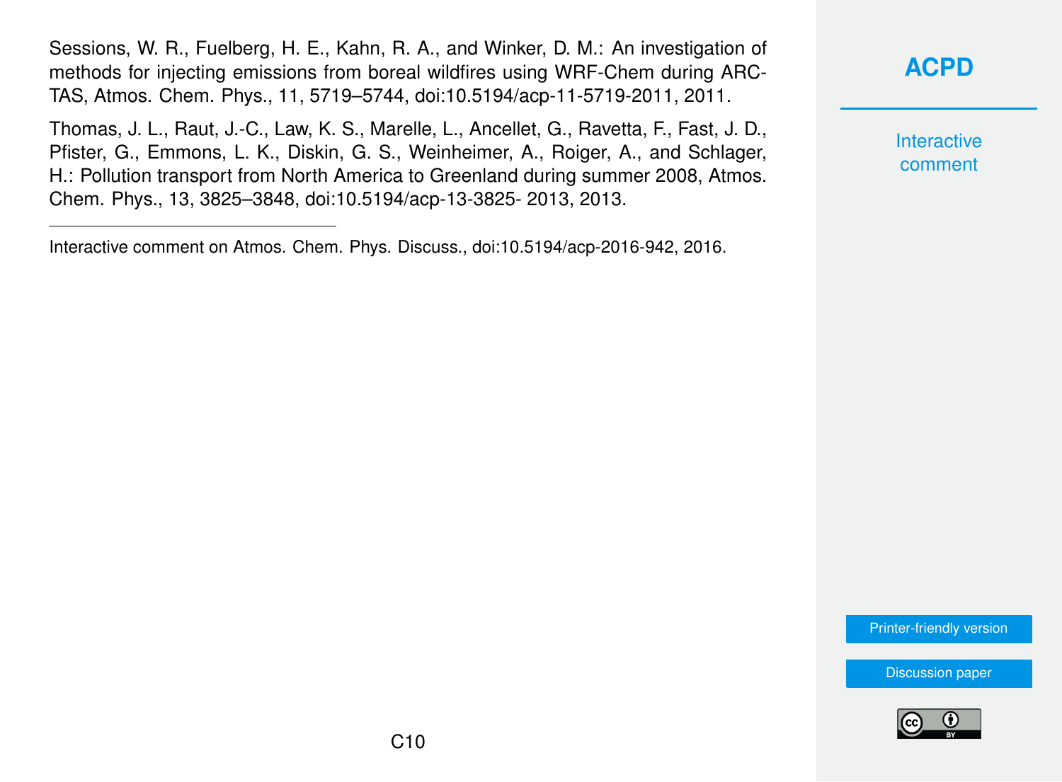Sessions, W. R., Fuelberg, H. E., Kahn, R. A., and Winker, D. M.: An investigation of methods for injecting emissions from boreal wildfires using WRF-Chem during ARCTAS, Atmos. Chem. Phys., 11, 5719–5744, doi:10.5194/acp-11-5719-2011, 2011.

Thomas, J. L., Raut, J.-C., Law, K. S., Marelle, L., Ancellet, G., Ravetta, F., Fast, J. D., Pfister, G., Emmons, L. K., Diskin, G. S., Weinheimer, A., Roiger, A., and Schlager, H.: Pollution transport from North America to Greenland during summer 2008, Atmos. Chem. Phys., 13, 3825–3848, doi:10.5194/acp-13-3825- 2013, 2013.

---

Interactive comment on Atmos. Chem. Phys. Discuss., doi:10.5194/acp-2016-942, 2016.